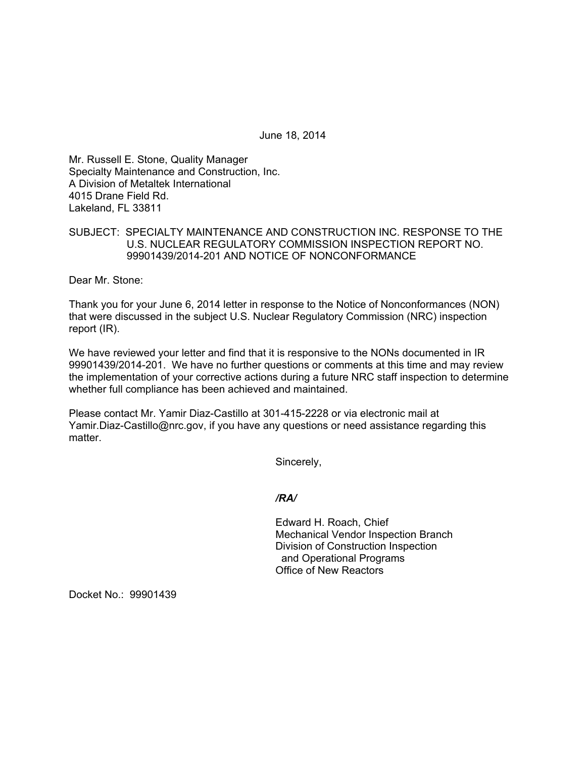June 18, 2014

Mr. Russell E. Stone, Quality Manager
Specialty Maintenance and Construction, Inc.
A Division of Metaltek International
4015 Drane Field Rd.
Lakeland, FL 33811

SUBJECT: SPECIALTY MAINTENANCE AND CONSTRUCTION INC. RESPONSE TO THE U.S. NUCLEAR REGULATORY COMMISSION INSPECTION REPORT NO. 99901439/2014-201 AND NOTICE OF NONCONFORMANCE

Dear Mr. Stone:

Thank you for your June 6, 2014 letter in response to the Notice of Nonconformances (NON) that were discussed in the subject U.S. Nuclear Regulatory Commission (NRC) inspection report (IR).

We have reviewed your letter and find that it is responsive to the NONs documented in IR 99901439/2014-201. We have no further questions or comments at this time and may review the implementation of your corrective actions during a future NRC staff inspection to determine whether full compliance has been achieved and maintained.

Please contact Mr. Yamir Diaz-Castillo at 301-415-2228 or via electronic mail at Yamir.Diaz-Castillo@nrc.gov, if you have any questions or need assistance regarding this matter.

Sincerely,

*/RA/*

Edward H. Roach, Chief
Mechanical Vendor Inspection Branch
Division of Construction Inspection
and Operational Programs
Office of New Reactors

Docket No.: 99901439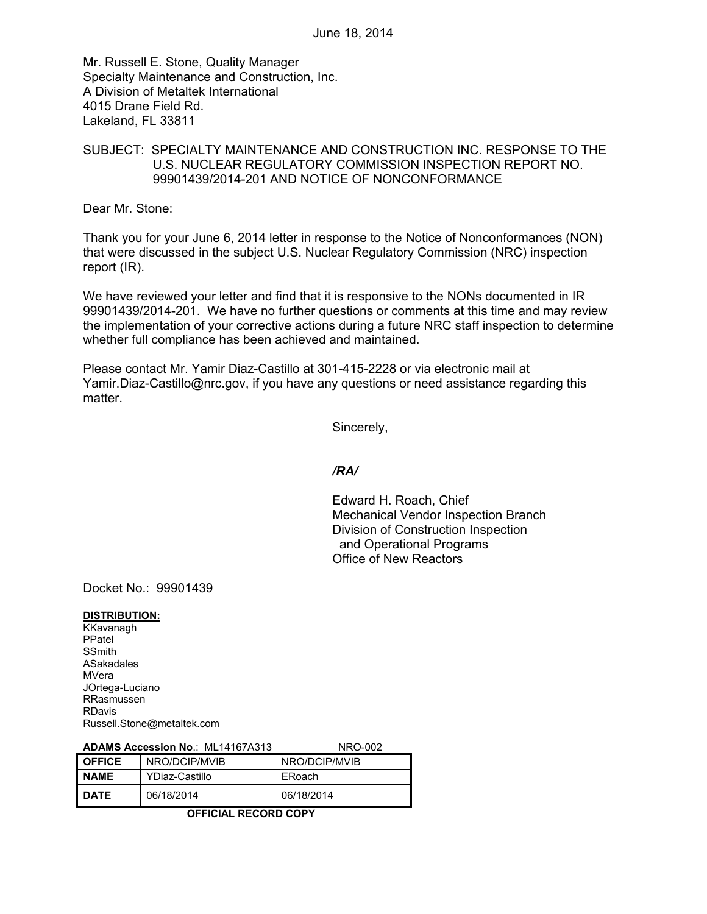June 18, 2014

Mr. Russell E. Stone, Quality Manager
Specialty Maintenance and Construction, Inc.
A Division of Metaltek International
4015 Drane Field Rd.
Lakeland, FL 33811

SUBJECT: SPECIALTY MAINTENANCE AND CONSTRUCTION INC. RESPONSE TO THE U.S. NUCLEAR REGULATORY COMMISSION INSPECTION REPORT NO. 99901439/2014-201 AND NOTICE OF NONCONFORMANCE

Dear Mr. Stone:

Thank you for your June 6, 2014 letter in response to the Notice of Nonconformances (NON) that were discussed in the subject U.S. Nuclear Regulatory Commission (NRC) inspection report (IR).

We have reviewed your letter and find that it is responsive to the NONs documented in IR 99901439/2014-201. We have no further questions or comments at this time and may review the implementation of your corrective actions during a future NRC staff inspection to determine whether full compliance has been achieved and maintained.

Please contact Mr. Yamir Diaz-Castillo at 301-415-2228 or via electronic mail at Yamir.Diaz-Castillo@nrc.gov, if you have any questions or need assistance regarding this matter.

Sincerely,

*/RA/*

Edward H. Roach, Chief
Mechanical Vendor Inspection Branch
Division of Construction Inspection
and Operational Programs
Office of New Reactors

Docket No.: 99901439

**DISTRIBUTION:**
KKavanagh
PPatel
SSmith
ASakadales
MVera
JOrtega-Luciano
RRasmussen
RDavis
Russell.Stone@metaltek.com

**ADAMS Accession No**.: ML14167A313 NRO-002

| | | |
|---|---|---|
| **OFFICE** | NRO/DCIP/MVIB | NRO/DCIP/MVIB |
| **NAME** | YDiaz-Castillo | ERoach |
| **DATE** | 06/18/2014 | 06/18/2014 |

**OFFICIAL RECORD COPY**